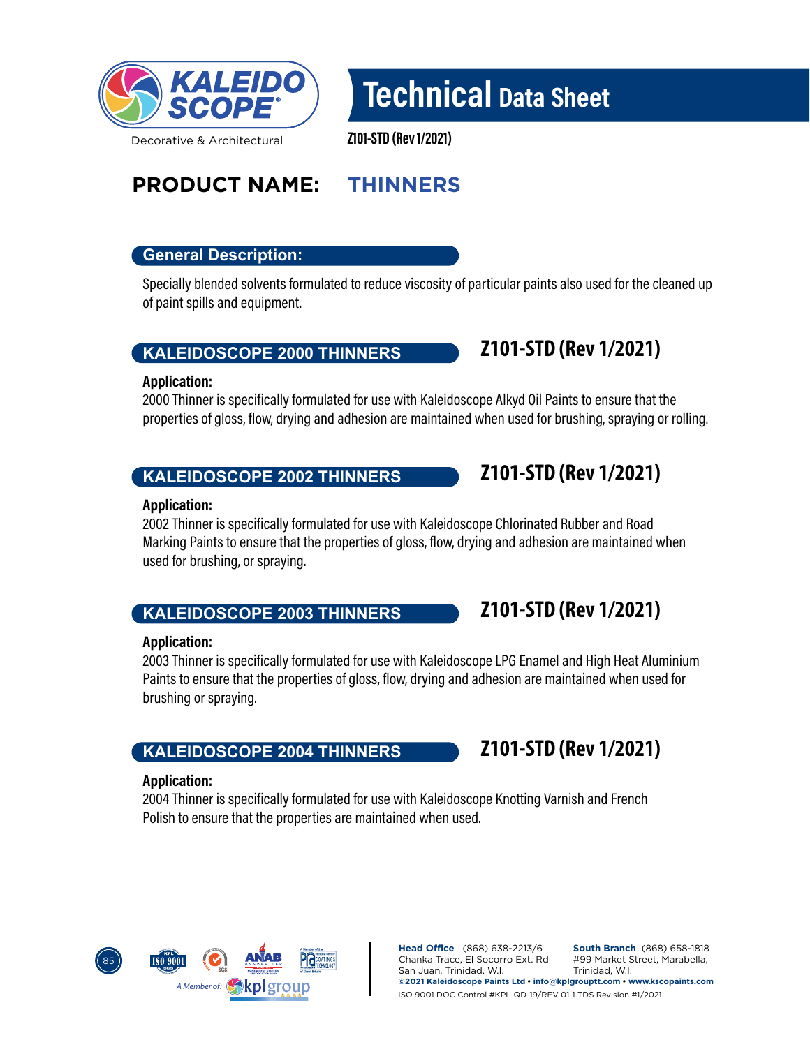# Technical Data Sheet

Z101-STD (Rev 1/2021)

## PRODUCT NAME: THINNERS

### General Description:

Specially blended solvents formulated to reduce viscosity of particular paints also used for the cleaned up of paint spills and equipment.

### KALEIDOSCOPE 2000 THINNERS

**Z101-STD (Rev 1/2021)**

**Application:**
2000 Thinner is specifically formulated for use with Kaleidoscope Alkyd Oil Paints to ensure that the properties of gloss, flow, drying and adhesion are maintained when used for brushing, spraying or rolling.

### KALEIDOSCOPE 2002 THINNERS

**Z101-STD (Rev 1/2021)**

**Application:**
2002 Thinner is specifically formulated for use with Kaleidoscope Chlorinated Rubber and Road Marking Paints to ensure that the properties of gloss, flow, drying and adhesion are maintained when used for brushing, or spraying.

### KALEIDOSCOPE 2003 THINNERS

**Z101-STD (Rev 1/2021)**

**Application:**
2003 Thinner is specifically formulated for use with Kaleidoscope LPG Enamel and High Heat Aluminium Paints to ensure that the properties of gloss, flow, drying and adhesion are maintained when used for brushing or spraying.

### KALEIDOSCOPE 2004 THINNERS

**Z101-STD (Rev 1/2021)**

**Application:**
2004 Thinner is specifically formulated for use with Kaleidoscope Knotting Varnish and French Polish to ensure that the properties are maintained when used.

**Head Office** (868) 638-2213/6
Chanka Trace, El Socorro Ext. Rd
San Juan, Trinidad, W.I.

**South Branch** (868) 658-1818
#99 Market Street, Marabella,
Trinidad, W.I.

**©2021 Kaleidoscope Paints Ltd • info@kplgrouptt.com • www.kscopaints.com**
ISO 9001 DOC Control #KPL-QD-19/REV 01-1 TDS Revision #1/2021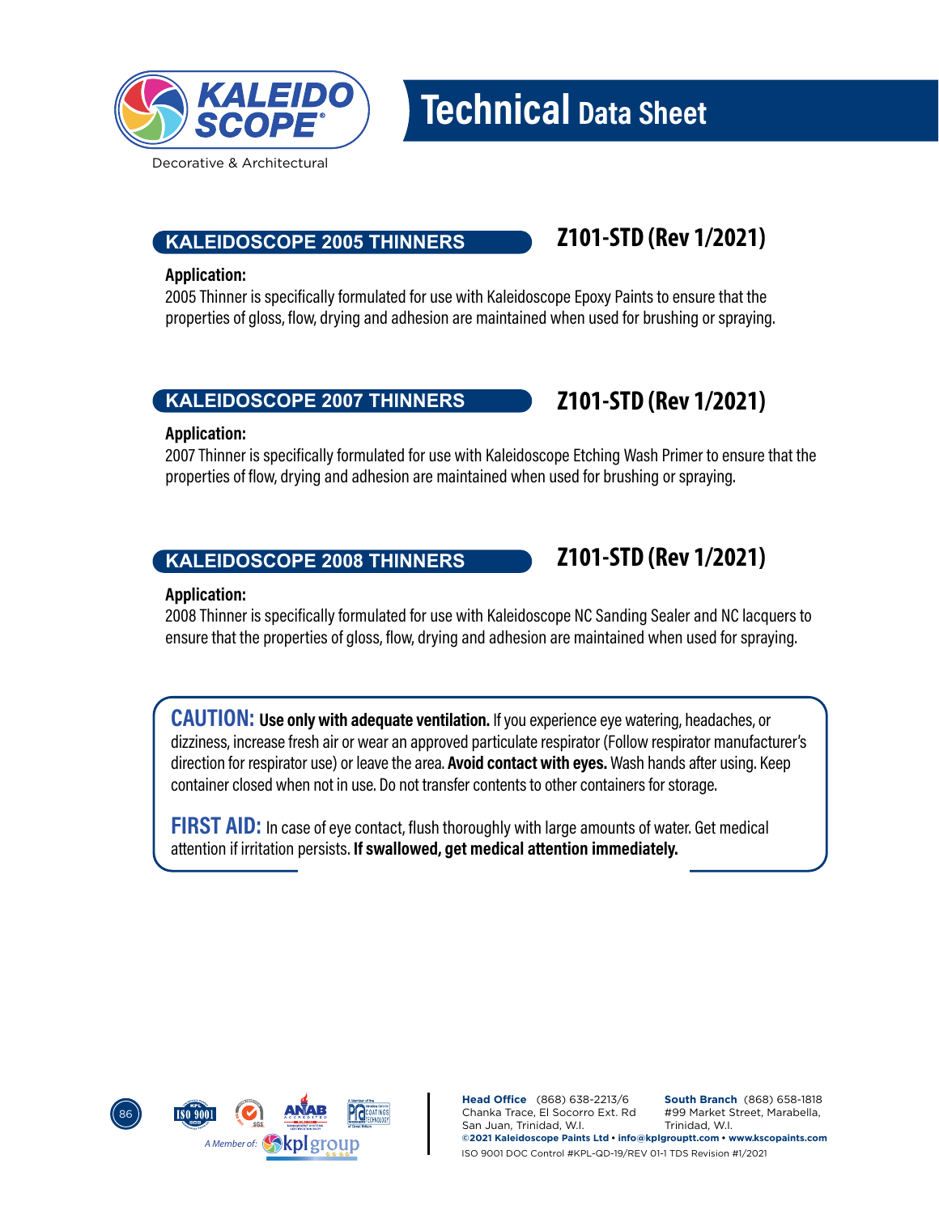# Technical Data Sheet

## KALEIDOSCOPE 2005 THINNERS

**Z101-STD (Rev 1/2021)**

**Application:**
2005 Thinner is specifically formulated for use with Kaleidoscope Epoxy Paints to ensure that the properties of gloss, flow, drying and adhesion are maintained when used for brushing or spraying.

## KALEIDOSCOPE 2007 THINNERS

**Z101-STD (Rev 1/2021)**

**Application:**
2007 Thinner is specifically formulated for use with Kaleidoscope Etching Wash Primer to ensure that the properties of flow, drying and adhesion are maintained when used for brushing or spraying.

## KALEIDOSCOPE 2008 THINNERS

**Z101-STD (Rev 1/2021)**

**Application:**
2008 Thinner is specifically formulated for use with Kaleidoscope NC Sanding Sealer and NC lacquers to ensure that the properties of gloss, flow, drying and adhesion are maintained when used for spraying.

**CAUTION:** **Use only with adequate ventilation.** If you experience eye watering, headaches, or dizziness, increase fresh air or wear an approved particulate respirator (Follow respirator manufacturer's direction for respirator use) or leave the area. **Avoid contact with eyes.** Wash hands after using. Keep container closed when not in use. Do not transfer contents to other containers for storage.

**FIRST AID:** In case of eye contact, flush thoroughly with large amounts of water. Get medical attention if irritation persists. **If swallowed, get medical attention immediately.**

A Member of: kpl group

**Head Office** (868) 638-2213/6
Chanka Trace, El Socorro Ext. Rd
San Juan, Trinidad, W.I.

**South Branch** (868) 658-1818
#99 Market Street, Marabella,
Trinidad, W.I.

**©2021 Kaleidoscope Paints Ltd • info@kplgrouptt.com • www.kscopaints.com**

ISO 9001 DOC Control #KPL-QD-19/REV 01-1 TDS Revision #1/2021